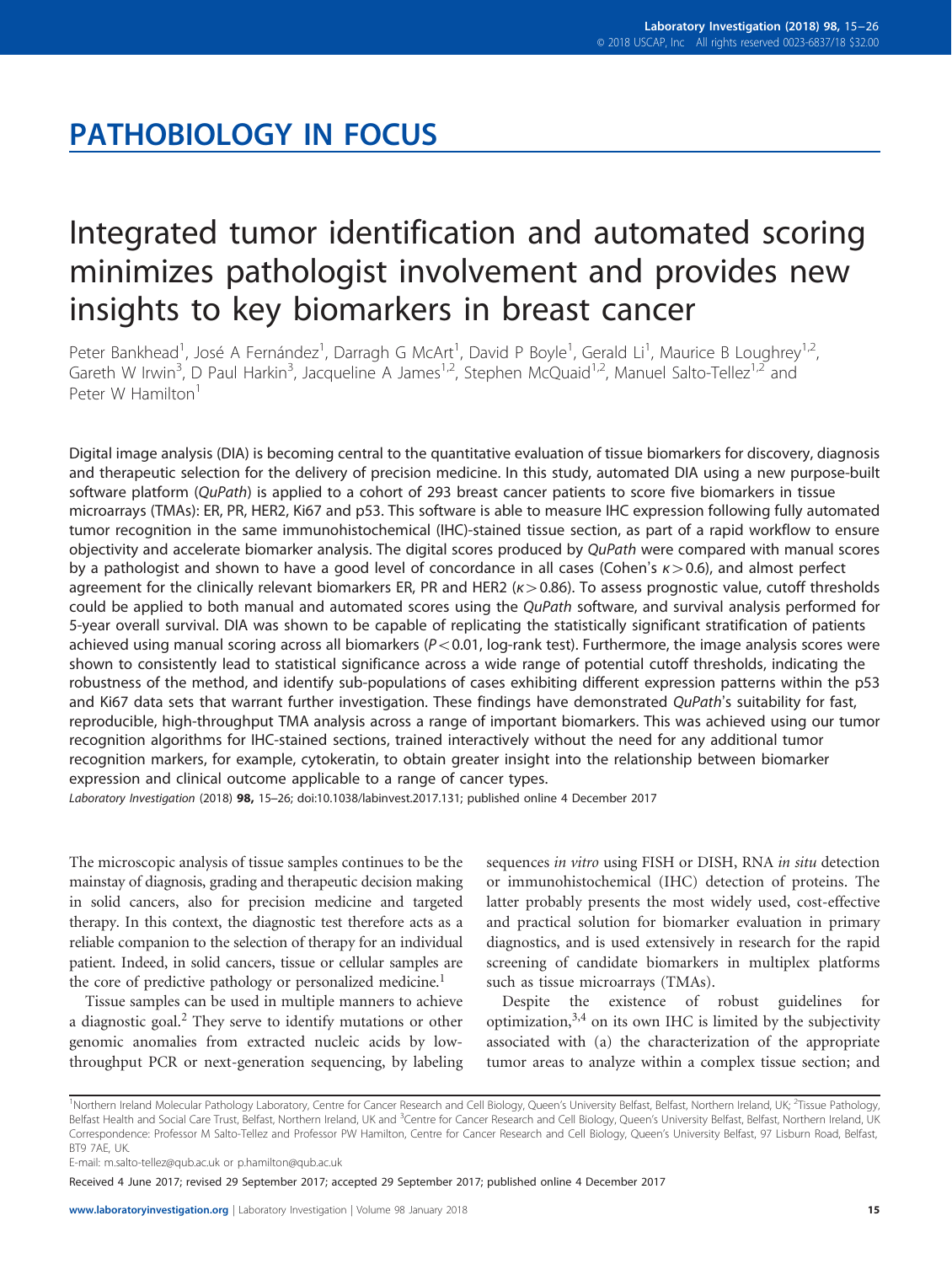# PATHOBIOLOGY IN FOCUS

# Integrated tumor identification and automated scoring minimizes pathologist involvement and provides new insights to key biomarkers in breast cancer

Peter Bankhead[1], José A Fernández[1], Darragh G McArt[1], David P Boyle[1], Gerald Li[1], Maurice B Loughrey[1,2], Gareth W Irwin[3], D Paul Harkin[3], Jacqueline A James[1,2], Stephen McQuaid[1,2], Manuel Salto-Tellez[1,2] and Peter W Hamilton[1]

Digital image analysis (DIA) is becoming central to the quantitative evaluation of tissue biomarkers for discovery, diagnosis and therapeutic selection for the delivery of precision medicine. In this study, automated DIA using a new purpose-built software platform (*QuPath*) is applied to a cohort of 293 breast cancer patients to score five biomarkers in tissue microarrays (TMAs): ER, PR, HER2, Ki67 and p53. This software is able to measure IHC expression following fully automated tumor recognition in the same immunohistochemical (IHC)-stained tissue section, as part of a rapid workflow to ensure objectivity and accelerate biomarker analysis. The digital scores produced by *QuPath* were compared with manual scores by a pathologist and shown to have a good level of concordance in all cases (Cohen's $\kappa > 0.6$), and almost perfect agreement for the clinically relevant biomarkers ER, PR and HER2 ($\kappa > 0.86$). To assess prognostic value, cutoff thresholds could be applied to both manual and automated scores using the *QuPath* software, and survival analysis performed for 5-year overall survival. DIA was shown to be capable of replicating the statistically significant stratification of patients achieved using manual scoring across all biomarkers ($P < 0.01$, log-rank test). Furthermore, the image analysis scores were shown to consistently lead to statistical significance across a wide range of potential cutoff thresholds, indicating the robustness of the method, and identify sub-populations of cases exhibiting different expression patterns within the p53 and Ki67 data sets that warrant further investigation. These findings have demonstrated *QuPath*'s suitability for fast, reproducible, high-throughput TMA analysis across a range of important biomarkers. This was achieved using our tumor recognition algorithms for IHC-stained sections, trained interactively without the need for any additional tumor recognition markers, for example, cytokeratin, to obtain greater insight into the relationship between biomarker expression and clinical outcome applicable to a range of cancer types.

*Laboratory Investigation* (2018) **98,** 15–26; doi:10.1038/labinvest.2017.131; published online 4 December 2017

The microscopic analysis of tissue samples continues to be the mainstay of diagnosis, grading and therapeutic decision making in solid cancers, also for precision medicine and targeted therapy. In this context, the diagnostic test therefore acts as a reliable companion to the selection of therapy for an individual patient. Indeed, in solid cancers, tissue or cellular samples are the core of predictive pathology or personalized medicine.[1]

Tissue samples can be used in multiple manners to achieve a diagnostic goal.[2] They serve to identify mutations or other genomic anomalies from extracted nucleic acids by low-throughput PCR or next-generation sequencing, by labeling sequences *in vitro* using FISH or DISH, RNA *in situ* detection or immunohistochemical (IHC) detection of proteins. The latter probably presents the most widely used, cost-effective and practical solution for biomarker evaluation in primary diagnostics, and is used extensively in research for the rapid screening of candidate biomarkers in multiplex platforms such as tissue microarrays (TMAs).

Despite the existence of robust guidelines for optimization,[3,4] on its own IHC is limited by the subjectivity associated with (a) the characterization of the appropriate tumor areas to analyze within a complex tissue section; and

[1]Northern Ireland Molecular Pathology Laboratory, Centre for Cancer Research and Cell Biology, Queen's University Belfast, Belfast, Northern Ireland, UK; [2]Tissue Pathology, Belfast Health and Social Care Trust, Belfast, Northern Ireland, UK and [3]Centre for Cancer Research and Cell Biology, Queen's University Belfast, Belfast, Northern Ireland, UK
Correspondence: Professor M Salto-Tellez and Professor PW Hamilton, Centre for Cancer Research and Cell Biology, Queen's University Belfast, 97 Lisburn Road, Belfast, BT9 7AE, UK.
E-mail: m.salto-tellez@qub.ac.uk or p.hamilton@qub.ac.uk

Received 4 June 2017; revised 29 September 2017; accepted 29 September 2017; published online 4 December 2017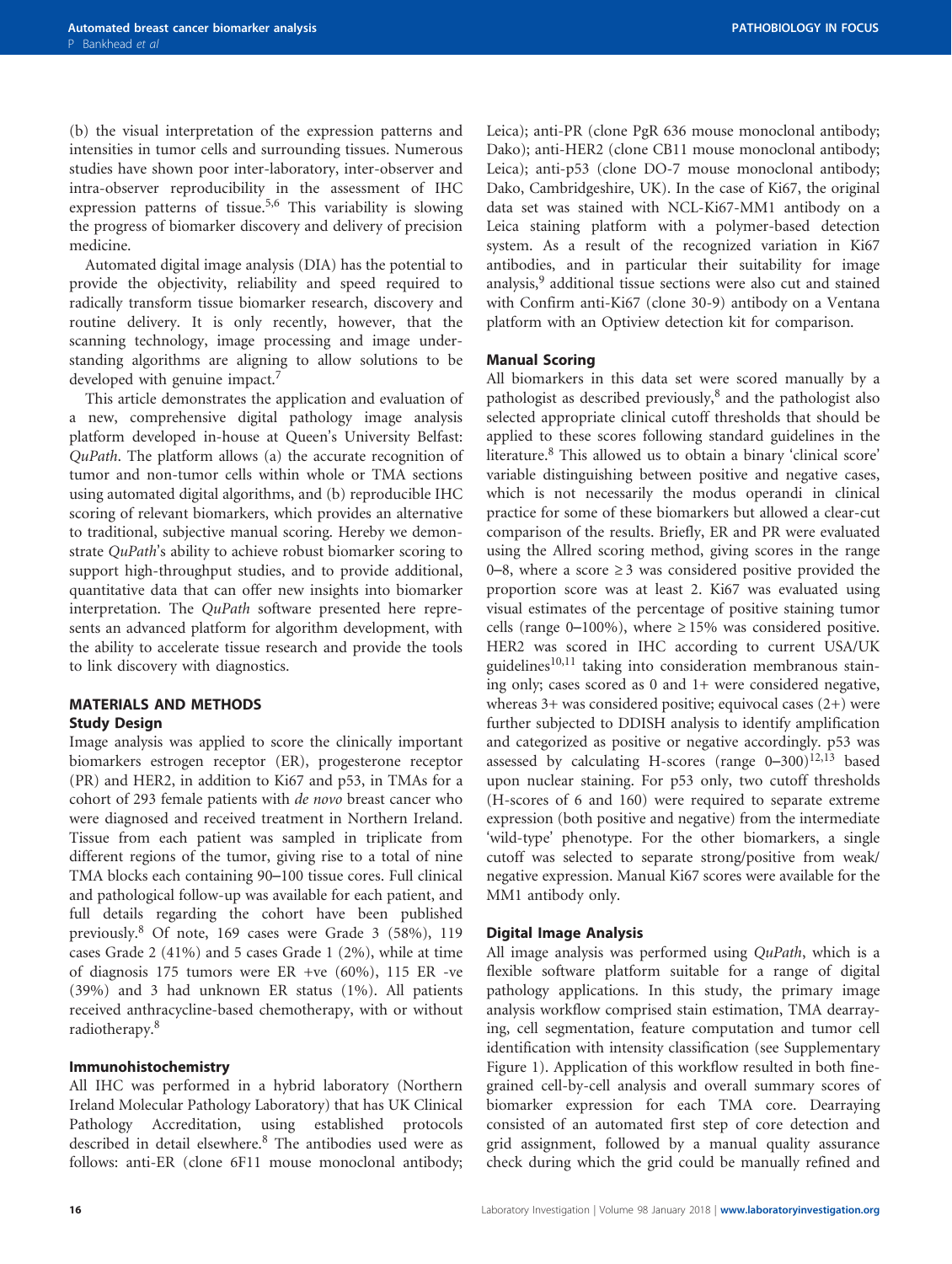(b) the visual interpretation of the expression patterns and intensities in tumor cells and surrounding tissues. Numerous studies have shown poor inter-laboratory, inter-observer and intra-observer reproducibility in the assessment of IHC expression patterns of tissue.[5,6] This variability is slowing the progress of biomarker discovery and delivery of precision medicine.

Automated digital image analysis (DIA) has the potential to provide the objectivity, reliability and speed required to radically transform tissue biomarker research, discovery and routine delivery. It is only recently, however, that the scanning technology, image processing and image understanding algorithms are aligning to allow solutions to be developed with genuine impact.[7]

This article demonstrates the application and evaluation of a new, comprehensive digital pathology image analysis platform developed in-house at Queen's University Belfast: *QuPath*. The platform allows (a) the accurate recognition of tumor and non-tumor cells within whole or TMA sections using automated digital algorithms, and (b) reproducible IHC scoring of relevant biomarkers, which provides an alternative to traditional, subjective manual scoring. Hereby we demonstrate *QuPath*'s ability to achieve robust biomarker scoring to support high-throughput studies, and to provide additional, quantitative data that can offer new insights into biomarker interpretation. The *QuPath* software presented here represents an advanced platform for algorithm development, with the ability to accelerate tissue research and provide the tools to link discovery with diagnostics.

## MATERIALS AND METHODS

### Study Design

Image analysis was applied to score the clinically important biomarkers estrogen receptor (ER), progesterone receptor (PR) and HER2, in addition to Ki67 and p53, in TMAs for a cohort of 293 female patients with *de novo* breast cancer who were diagnosed and received treatment in Northern Ireland. Tissue from each patient was sampled in triplicate from different regions of the tumor, giving rise to a total of nine TMA blocks each containing 90–100 tissue cores. Full clinical and pathological follow-up was available for each patient, and full details regarding the cohort have been published previously.[8] Of note, 169 cases were Grade 3 (58%), 119 cases Grade 2 (41%) and 5 cases Grade 1 (2%), while at time of diagnosis 175 tumors were ER +ve (60%), 115 ER -ve (39%) and 3 had unknown ER status (1%). All patients received anthracycline-based chemotherapy, with or without radiotherapy.[8]

### Immunohistochemistry

All IHC was performed in a hybrid laboratory (Northern Ireland Molecular Pathology Laboratory) that has UK Clinical Pathology Accreditation, using established protocols described in detail elsewhere.[8] The antibodies used were as follows: anti-ER (clone 6F11 mouse monoclonal antibody; Leica); anti-PR (clone PgR 636 mouse monoclonal antibody; Dako); anti-HER2 (clone CB11 mouse monoclonal antibody; Leica); anti-p53 (clone DO-7 mouse monoclonal antibody; Dako, Cambridgeshire, UK). In the case of Ki67, the original data set was stained with NCL-Ki67-MM1 antibody on a Leica staining platform with a polymer-based detection system. As a result of the recognized variation in Ki67 antibodies, and in particular their suitability for image analysis,[9] additional tissue sections were also cut and stained with Confirm anti-Ki67 (clone 30-9) antibody on a Ventana platform with an Optiview detection kit for comparison.

### Manual Scoring

All biomarkers in this data set were scored manually by a pathologist as described previously,[8] and the pathologist also selected appropriate clinical cutoff thresholds that should be applied to these scores following standard guidelines in the literature.[8] This allowed us to obtain a binary 'clinical score' variable distinguishing between positive and negative cases, which is not necessarily the modus operandi in clinical practice for some of these biomarkers but allowed a clear-cut comparison of the results. Briefly, ER and PR were evaluated using the Allred scoring method, giving scores in the range 0–8, where a score ≥3 was considered positive provided the proportion score was at least 2. Ki67 was evaluated using visual estimates of the percentage of positive staining tumor cells (range 0–100%), where ≥15% was considered positive. HER2 was scored in IHC according to current USA/UK guidelines[10,11] taking into consideration membranous staining only; cases scored as 0 and 1+ were considered negative, whereas 3+ was considered positive; equivocal cases (2+) were further subjected to DDISH analysis to identify amplification and categorized as positive or negative accordingly. p53 was assessed by calculating H-scores (range 0–300)[12,13] based upon nuclear staining. For p53 only, two cutoff thresholds (H-scores of 6 and 160) were required to separate extreme expression (both positive and negative) from the intermediate 'wild-type' phenotype. For the other biomarkers, a single cutoff was selected to separate strong/positive from weak/negative expression. Manual Ki67 scores were available for the MM1 antibody only.

### Digital Image Analysis

All image analysis was performed using *QuPath*, which is a flexible software platform suitable for a range of digital pathology applications. In this study, the primary image analysis workflow comprised stain estimation, TMA dearraying, cell segmentation, feature computation and tumor cell identification with intensity classification (see Supplementary Figure 1). Application of this workflow resulted in both fine-grained cell-by-cell analysis and overall summary scores of biomarker expression for each TMA core. Dearraying consisted of an automated first step of core detection and grid assignment, followed by a manual quality assurance check during which the grid could be manually refined and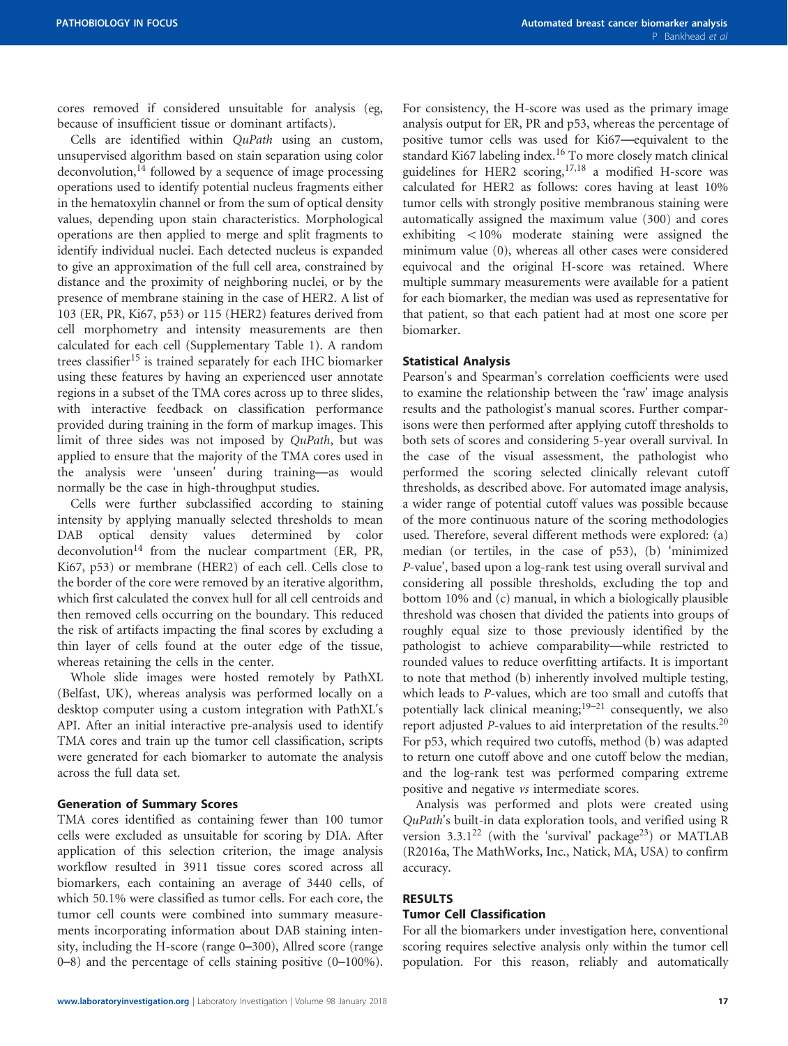cores removed if considered unsuitable for analysis (eg, because of insufficient tissue or dominant artifacts).

Cells are identified within *QuPath* using an custom, unsupervised algorithm based on stain separation using color deconvolution,[14] followed by a sequence of image processing operations used to identify potential nucleus fragments either in the hematoxylin channel or from the sum of optical density values, depending upon stain characteristics. Morphological operations are then applied to merge and split fragments to identify individual nuclei. Each detected nucleus is expanded to give an approximation of the full cell area, constrained by distance and the proximity of neighboring nuclei, or by the presence of membrane staining in the case of HER2. A list of 103 (ER, PR, Ki67, p53) or 115 (HER2) features derived from cell morphometry and intensity measurements are then calculated for each cell (Supplementary Table 1). A random trees classifier[15] is trained separately for each IHC biomarker using these features by having an experienced user annotate regions in a subset of the TMA cores across up to three slides, with interactive feedback on classification performance provided during training in the form of markup images. This limit of three sides was not imposed by *QuPath*, but was applied to ensure that the majority of the TMA cores used in the analysis were 'unseen' during training—as would normally be the case in high-throughput studies.

Cells were further subclassified according to staining intensity by applying manually selected thresholds to mean DAB optical density values determined by color deconvolution[14] from the nuclear compartment (ER, PR, Ki67, p53) or membrane (HER2) of each cell. Cells close to the border of the core were removed by an iterative algorithm, which first calculated the convex hull for all cell centroids and then removed cells occurring on the boundary. This reduced the risk of artifacts impacting the final scores by excluding a thin layer of cells found at the outer edge of the tissue, whereas retaining the cells in the center.

Whole slide images were hosted remotely by PathXL (Belfast, UK), whereas analysis was performed locally on a desktop computer using a custom integration with PathXL's API. After an initial interactive pre-analysis used to identify TMA cores and train up the tumor cell classification, scripts were generated for each biomarker to automate the analysis across the full data set.

### Generation of Summary Scores

TMA cores identified as containing fewer than 100 tumor cells were excluded as unsuitable for scoring by DIA. After application of this selection criterion, the image analysis workflow resulted in 3911 tissue cores scored across all biomarkers, each containing an average of 3440 cells, of which 50.1% were classified as tumor cells. For each core, the tumor cell counts were combined into summary measurements incorporating information about DAB staining intensity, including the H-score (range 0–300), Allred score (range 0–8) and the percentage of cells staining positive (0–100%). For consistency, the H-score was used as the primary image analysis output for ER, PR and p53, whereas the percentage of positive tumor cells was used for Ki67—equivalent to the standard Ki67 labeling index.[16] To more closely match clinical guidelines for HER2 scoring,[17,18] a modified H-score was calculated for HER2 as follows: cores having at least 10% tumor cells with strongly positive membranous staining were automatically assigned the maximum value (300) and cores exhibiting <10% moderate staining were assigned the minimum value (0), whereas all other cases were considered equivocal and the original H-score was retained. Where multiple summary measurements were available for a patient for each biomarker, the median was used as representative for that patient, so that each patient had at most one score per biomarker.

### Statistical Analysis

Pearson's and Spearman's correlation coefficients were used to examine the relationship between the 'raw' image analysis results and the pathologist's manual scores. Further comparisons were then performed after applying cutoff thresholds to both sets of scores and considering 5-year overall survival. In the case of the visual assessment, the pathologist who performed the scoring selected clinically relevant cutoff thresholds, as described above. For automated image analysis, a wider range of potential cutoff values was possible because of the more continuous nature of the scoring methodologies used. Therefore, several different methods were explored: (a) median (or tertiles, in the case of p53), (b) 'minimized *P*-value', based upon a log-rank test using overall survival and considering all possible thresholds, excluding the top and bottom 10% and (c) manual, in which a biologically plausible threshold was chosen that divided the patients into groups of roughly equal size to those previously identified by the pathologist to achieve comparability—while restricted to rounded values to reduce overfitting artifacts. It is important to note that method (b) inherently involved multiple testing, which leads to *P*-values, which are too small and cutoffs that potentially lack clinical meaning;[19–21] consequently, we also report adjusted *P*-values to aid interpretation of the results.[20] For p53, which required two cutoffs, method (b) was adapted to return one cutoff above and one cutoff below the median, and the log-rank test was performed comparing extreme positive and negative *vs* intermediate scores.

Analysis was performed and plots were created using *QuPath*'s built-in data exploration tools, and verified using R version 3.3.1[22] (with the 'survival' package[23]) or MATLAB (R2016a, The MathWorks, Inc., Natick, MA, USA) to confirm accuracy.

## RESULTS

### Tumor Cell Classification

For all the biomarkers under investigation here, conventional scoring requires selective analysis only within the tumor cell population. For this reason, reliably and automatically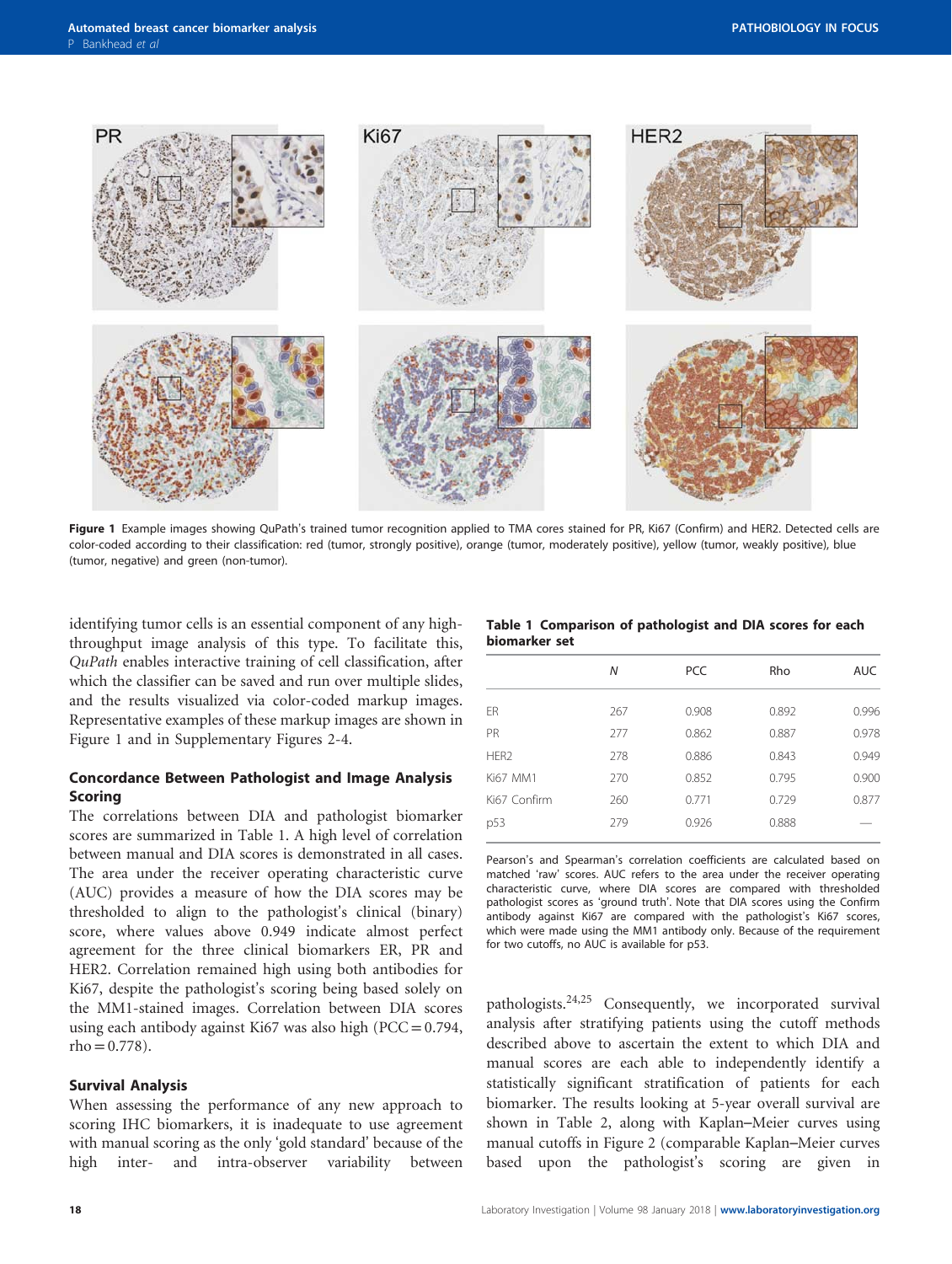**Figure 1** Example images showing QuPath's trained tumor recognition applied to TMA cores stained for PR, Ki67 (Confirm) and HER2. Detected cells are color-coded according to their classification: red (tumor, strongly positive), orange (tumor, moderately positive), yellow (tumor, weakly positive), blue (tumor, negative) and green (non-tumor).

identifying tumor cells is an essential component of any high-throughput image analysis of this type. To facilitate this, *QuPath* enables interactive training of cell classification, after which the classifier can be saved and run over multiple slides, and the results visualized via color-coded markup images. Representative examples of these markup images are shown in Figure 1 and in Supplementary Figures 2-4.

### Concordance Between Pathologist and Image Analysis Scoring

The correlations between DIA and pathologist biomarker scores are summarized in Table 1. A high level of correlation between manual and DIA scores is demonstrated in all cases. The area under the receiver operating characteristic curve (AUC) provides a measure of how the DIA scores may be thresholded to align to the pathologist's clinical (binary) score, where values above 0.949 indicate almost perfect agreement for the three clinical biomarkers ER, PR and HER2. Correlation remained high using both antibodies for Ki67, despite the pathologist's scoring being based solely on the MM1-stained images. Correlation between DIA scores using each antibody against Ki67 was also high (PCC = 0.794, rho = 0.778).

**Table 1 Comparison of pathologist and DIA scores for each biomarker set**

| | *N* | PCC | Rho | AUC |
|---|---|---|---|---|
| ER | 267 | 0.908 | 0.892 | 0.996 |
| PR | 277 | 0.862 | 0.887 | 0.978 |
| HER2 | 278 | 0.886 | 0.843 | 0.949 |
| Ki67 MM1 | 270 | 0.852 | 0.795 | 0.900 |
| Ki67 Confirm | 260 | 0.771 | 0.729 | 0.877 |
| p53 | 279 | 0.926 | 0.888 | — |

Pearson's and Spearman's correlation coefficients are calculated based on matched 'raw' scores. AUC refers to the area under the receiver operating characteristic curve, where DIA scores are compared with thresholded pathologist scores as 'ground truth'. Note that DIA scores using the Confirm antibody against Ki67 are compared with the pathologist's Ki67 scores, which were made using the MM1 antibody only. Because of the requirement for two cutoffs, no AUC is available for p53.

### Survival Analysis

When assessing the performance of any new approach to scoring IHC biomarkers, it is inadequate to use agreement with manual scoring as the only 'gold standard' because of the high inter- and intra-observer variability between pathologists.[24,25] Consequently, we incorporated survival analysis after stratifying patients using the cutoff methods described above to ascertain the extent to which DIA and manual scores are each able to independently identify a statistically significant stratification of patients for each biomarker. The results looking at 5-year overall survival are shown in Table 2, along with Kaplan–Meier curves using manual cutoffs in Figure 2 (comparable Kaplan–Meier curves based upon the pathologist's scoring are given in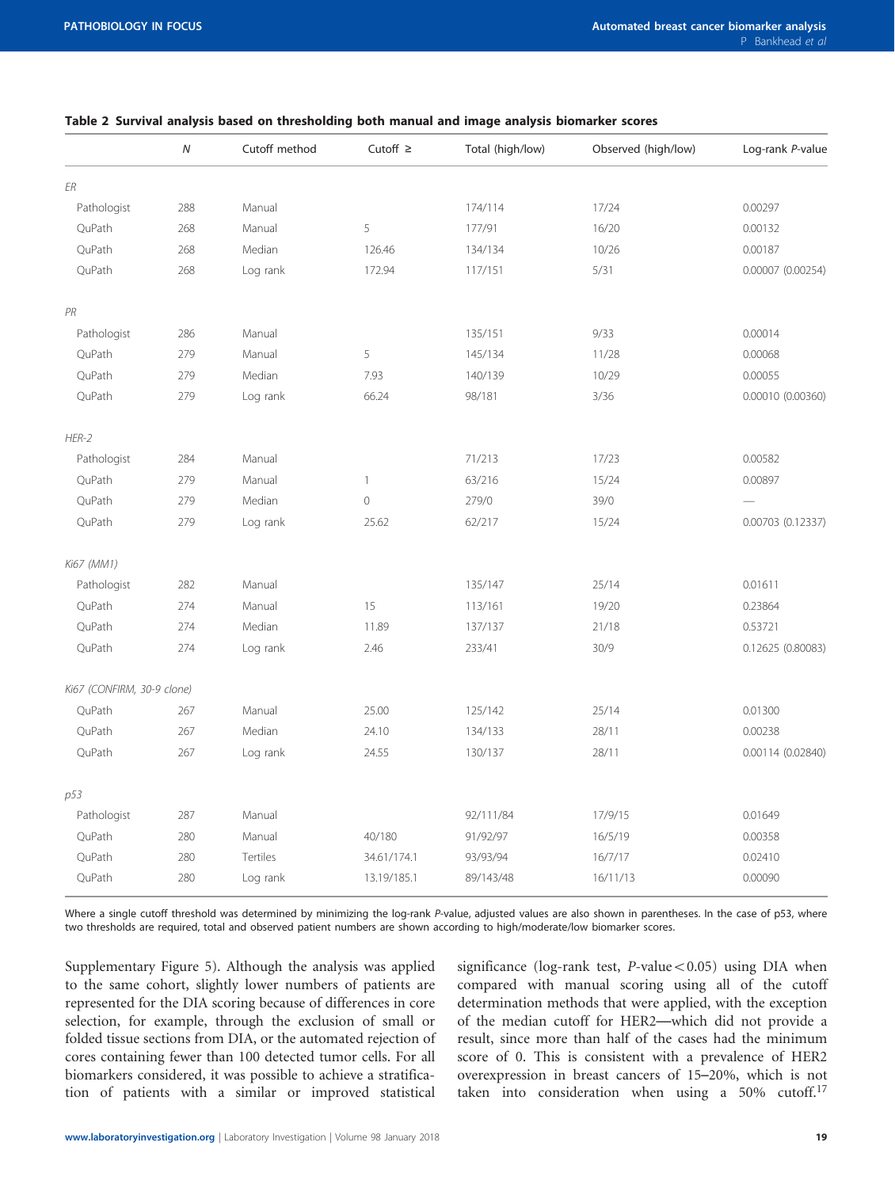**Table 2 Survival analysis based on thresholding both manual and image analysis biomarker scores**

| | N | Cutoff method | Cutoff ≥ | Total (high/low) | Observed (high/low) | Log-rank P-value |
|---|---|---|---|---|---|---|
| *ER* | | | | | | |
| Pathologist | 288 | Manual | | 174/114 | 17/24 | 0.00297 |
| QuPath | 268 | Manual | 5 | 177/91 | 16/20 | 0.00132 |
| QuPath | 268 | Median | 126.46 | 134/134 | 10/26 | 0.00187 |
| QuPath | 268 | Log rank | 172.94 | 117/151 | 5/31 | 0.00007 (0.00254) |
| *PR* | | | | | | |
| Pathologist | 286 | Manual | | 135/151 | 9/33 | 0.00014 |
| QuPath | 279 | Manual | 5 | 145/134 | 11/28 | 0.00068 |
| QuPath | 279 | Median | 7.93 | 140/139 | 10/29 | 0.00055 |
| QuPath | 279 | Log rank | 66.24 | 98/181 | 3/36 | 0.00010 (0.00360) |
| *HER-2* | | | | | | |
| Pathologist | 284 | Manual | | 71/213 | 17/23 | 0.00582 |
| QuPath | 279 | Manual | 1 | 63/216 | 15/24 | 0.00897 |
| QuPath | 279 | Median | 0 | 279/0 | 39/0 | — |
| QuPath | 279 | Log rank | 25.62 | 62/217 | 15/24 | 0.00703 (0.12337) |
| *Ki67 (MM1)* | | | | | | |
| Pathologist | 282 | Manual | | 135/147 | 25/14 | 0.01611 |
| QuPath | 274 | Manual | 15 | 113/161 | 19/20 | 0.23864 |
| QuPath | 274 | Median | 11.89 | 137/137 | 21/18 | 0.53721 |
| QuPath | 274 | Log rank | 2.46 | 233/41 | 30/9 | 0.12625 (0.80083) |
| *Ki67 (CONFIRM, 30-9 clone)* | | | | | | |
| QuPath | 267 | Manual | 25.00 | 125/142 | 25/14 | 0.01300 |
| QuPath | 267 | Median | 24.10 | 134/133 | 28/11 | 0.00238 |
| QuPath | 267 | Log rank | 24.55 | 130/137 | 28/11 | 0.00114 (0.02840) |
| *p53* | | | | | | |
| Pathologist | 287 | Manual | | 92/111/84 | 17/9/15 | 0.01649 |
| QuPath | 280 | Manual | 40/180 | 91/92/97 | 16/5/19 | 0.00358 |
| QuPath | 280 | Tertiles | 34.61/174.1 | 93/93/94 | 16/7/17 | 0.02410 |
| QuPath | 280 | Log rank | 13.19/185.1 | 89/143/48 | 16/11/13 | 0.00090 |

Where a single cutoff threshold was determined by minimizing the log-rank P-value, adjusted values are also shown in parentheses. In the case of p53, where two thresholds are required, total and observed patient numbers are shown according to high/moderate/low biomarker scores.

Supplementary Figure 5). Although the analysis was applied to the same cohort, slightly lower numbers of patients are represented for the DIA scoring because of differences in core selection, for example, through the exclusion of small or folded tissue sections from DIA, or the automated rejection of cores containing fewer than 100 detected tumor cells. For all biomarkers considered, it was possible to achieve a stratification of patients with a similar or improved statistical significance (log-rank test, $P$-value $< 0.05$) using DIA when compared with manual scoring using all of the cutoff determination methods that were applied, with the exception of the median cutoff for HER2—which did not provide a result, since more than half of the cases had the minimum score of 0. This is consistent with a prevalence of HER2 overexpression in breast cancers of 15–20%, which is not taken into consideration when using a 50% cutoff.[17]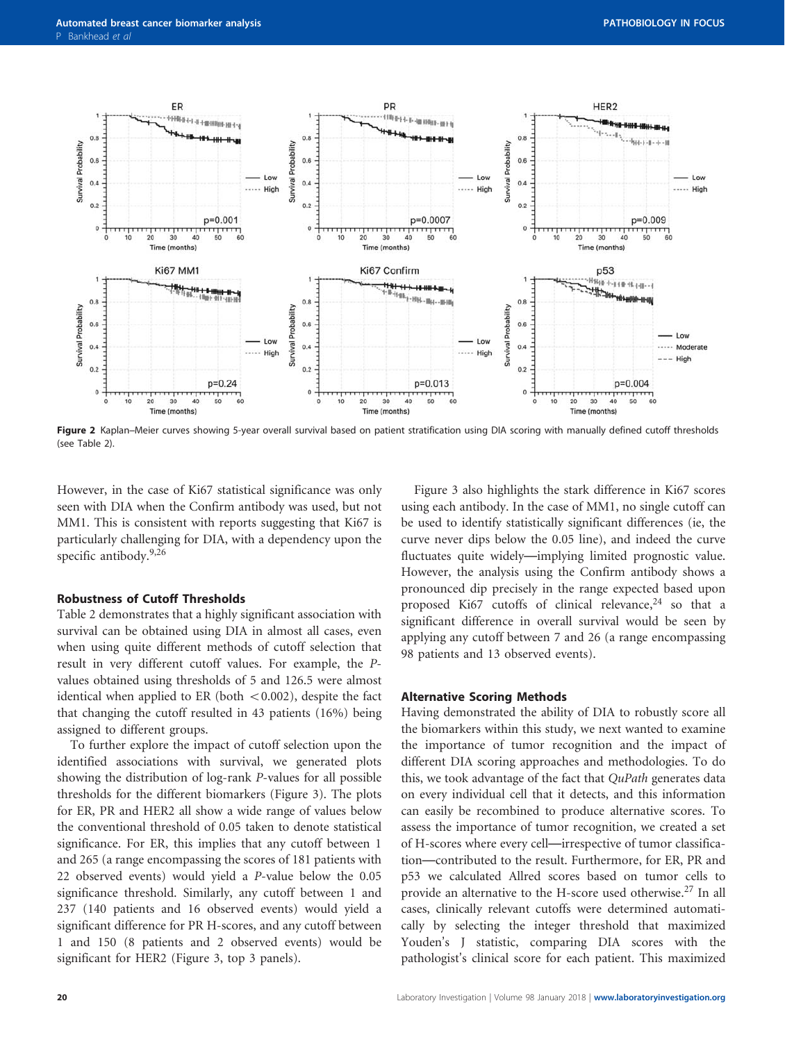Figure 2 Kaplan–Meier curves showing 5-year overall survival based on patient stratification using DIA scoring with manually defined cutoff thresholds (see Table 2).

However, in the case of Ki67 statistical significance was only seen with DIA when the Confirm antibody was used, but not MM1. This is consistent with reports suggesting that Ki67 is particularly challenging for DIA, with a dependency upon the specific antibody.[9,26]

### Robustness of Cutoff Thresholds

Table 2 demonstrates that a highly significant association with survival can be obtained using DIA in almost all cases, even when using quite different methods of cutoff selection that result in very different cutoff values. For example, the *P*-values obtained using thresholds of 5 and 126.5 were almost identical when applied to ER (both $<0.002$), despite the fact that changing the cutoff resulted in 43 patients (16%) being assigned to different groups.

To further explore the impact of cutoff selection upon the identified associations with survival, we generated plots showing the distribution of log-rank *P*-values for all possible thresholds for the different biomarkers (Figure 3). The plots for ER, PR and HER2 all show a wide range of values below the conventional threshold of 0.05 taken to denote statistical significance. For ER, this implies that any cutoff between 1 and 265 (a range encompassing the scores of 181 patients with 22 observed events) would yield a *P*-value below the 0.05 significance threshold. Similarly, any cutoff between 1 and 237 (140 patients and 16 observed events) would yield a significant difference for PR H-scores, and any cutoff between 1 and 150 (8 patients and 2 observed events) would be significant for HER2 (Figure 3, top 3 panels).

Figure 3 also highlights the stark difference in Ki67 scores using each antibody. In the case of MM1, no single cutoff can be used to identify statistically significant differences (ie, the curve never dips below the 0.05 line), and indeed the curve fluctuates quite widely—implying limited prognostic value. However, the analysis using the Confirm antibody shows a pronounced dip precisely in the range expected based upon proposed Ki67 cutoffs of clinical relevance,[24] so that a significant difference in overall survival would be seen by applying any cutoff between 7 and 26 (a range encompassing 98 patients and 13 observed events).

### Alternative Scoring Methods

Having demonstrated the ability of DIA to robustly score all the biomarkers within this study, we next wanted to examine the importance of tumor recognition and the impact of different DIA scoring approaches and methodologies. To do this, we took advantage of the fact that *QuPath* generates data on every individual cell that it detects, and this information can easily be recombined to produce alternative scores. To assess the importance of tumor recognition, we created a set of H-scores where every cell—irrespective of tumor classification—contributed to the result. Furthermore, for ER, PR and p53 we calculated Allred scores based on tumor cells to provide an alternative to the H-score used otherwise.[27] In all cases, clinically relevant cutoffs were determined automatically by selecting the integer threshold that maximized Youden's J statistic, comparing DIA scores with the pathologist's clinical score for each patient. This maximized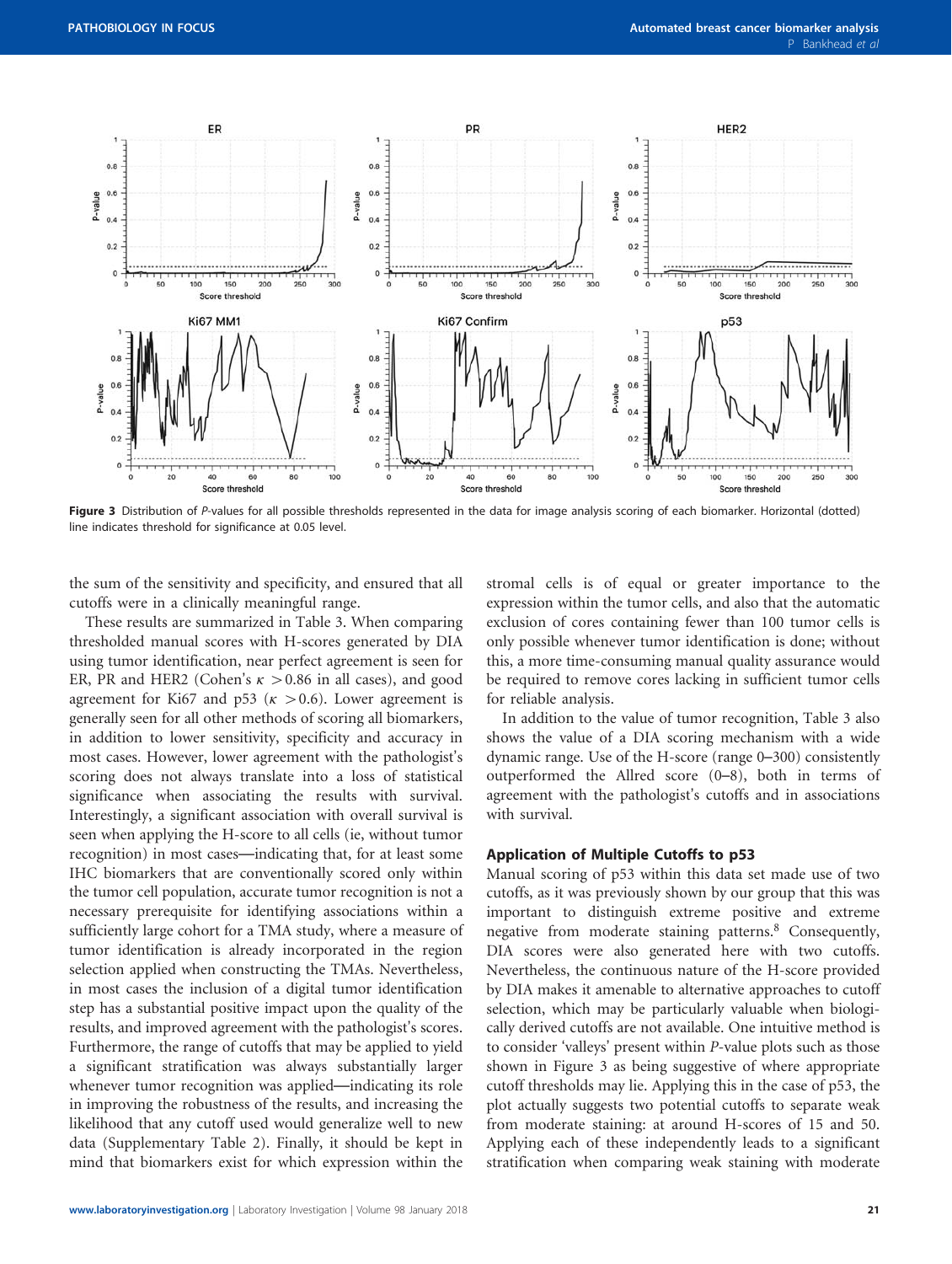Figure 3 Distribution of *P*-values for all possible thresholds represented in the data for image analysis scoring of each biomarker. Horizontal (dotted) line indicates threshold for significance at 0.05 level.

the sum of the sensitivity and specificity, and ensured that all cutoffs were in a clinically meaningful range.

These results are summarized in Table 3. When comparing thresholded manual scores with H-scores generated by DIA using tumor identification, near perfect agreement is seen for ER, PR and HER2 (Cohen's $\kappa > 0.86$ in all cases), and good agreement for Ki67 and p53 ($\kappa > 0.6$). Lower agreement is generally seen for all other methods of scoring all biomarkers, in addition to lower sensitivity, specificity and accuracy in most cases. However, lower agreement with the pathologist's scoring does not always translate into a loss of statistical significance when associating the results with survival. Interestingly, a significant association with overall survival is seen when applying the H-score to all cells (ie, without tumor recognition) in most cases—indicating that, for at least some IHC biomarkers that are conventionally scored only within the tumor cell population, accurate tumor recognition is not a necessary prerequisite for identifying associations within a sufficiently large cohort for a TMA study, where a measure of tumor identification is already incorporated in the region selection applied when constructing the TMAs. Nevertheless, in most cases the inclusion of a digital tumor identification step has a substantial positive impact upon the quality of the results, and improved agreement with the pathologist's scores. Furthermore, the range of cutoffs that may be applied to yield a significant stratification was always substantially larger whenever tumor recognition was applied—indicating its role in improving the robustness of the results, and increasing the likelihood that any cutoff used would generalize well to new data (Supplementary Table 2). Finally, it should be kept in mind that biomarkers exist for which expression within the stromal cells is of equal or greater importance to the expression within the tumor cells, and also that the automatic exclusion of cores containing fewer than 100 tumor cells is only possible whenever tumor identification is done; without this, a more time-consuming manual quality assurance would be required to remove cores lacking in sufficient tumor cells for reliable analysis.

In addition to the value of tumor recognition, Table 3 also shows the value of a DIA scoring mechanism with a wide dynamic range. Use of the H-score (range 0–300) consistently outperformed the Allred score (0–8), both in terms of agreement with the pathologist's cutoffs and in associations with survival.

### Application of Multiple Cutoffs to p53

Manual scoring of p53 within this data set made use of two cutoffs, as it was previously shown by our group that this was important to distinguish extreme positive and extreme negative from moderate staining patterns.[8] Consequently, DIA scores were also generated here with two cutoffs. Nevertheless, the continuous nature of the H-score provided by DIA makes it amenable to alternative approaches to cutoff selection, which may be particularly valuable when biologically derived cutoffs are not available. One intuitive method is to consider 'valleys' present within *P*-value plots such as those shown in Figure 3 as being suggestive of where appropriate cutoff thresholds may lie. Applying this in the case of p53, the plot actually suggests two potential cutoffs to separate weak from moderate staining: at around H-scores of 15 and 50. Applying each of these independently leads to a significant stratification when comparing weak staining with moderate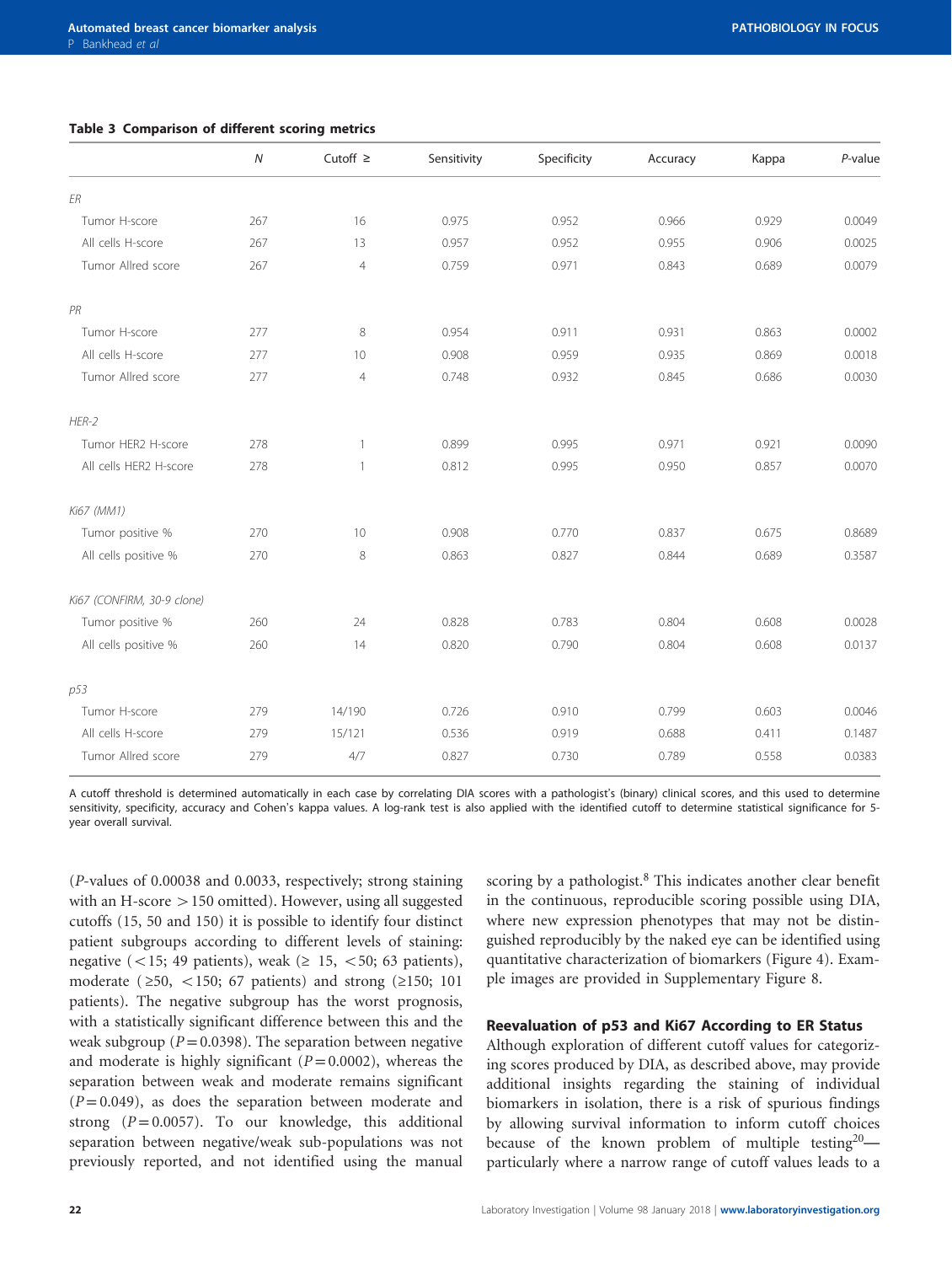**Table 3 Comparison of different scoring metrics**

| | N | Cutoff ≥ | Sensitivity | Specificity | Accuracy | Kappa | P-value |
|---|---|---|---|---|---|---|---|
| *ER* | | | | | | | |
| Tumor H-score | 267 | 16 | 0.975 | 0.952 | 0.966 | 0.929 | 0.0049 |
| All cells H-score | 267 | 13 | 0.957 | 0.952 | 0.955 | 0.906 | 0.0025 |
| Tumor Allred score | 267 | 4 | 0.759 | 0.971 | 0.843 | 0.689 | 0.0079 |
| *PR* | | | | | | | |
| Tumor H-score | 277 | 8 | 0.954 | 0.911 | 0.931 | 0.863 | 0.0002 |
| All cells H-score | 277 | 10 | 0.908 | 0.959 | 0.935 | 0.869 | 0.0018 |
| Tumor Allred score | 277 | 4 | 0.748 | 0.932 | 0.845 | 0.686 | 0.0030 |
| *HER-2* | | | | | | | |
| Tumor HER2 H-score | 278 | 1 | 0.899 | 0.995 | 0.971 | 0.921 | 0.0090 |
| All cells HER2 H-score | 278 | 1 | 0.812 | 0.995 | 0.950 | 0.857 | 0.0070 |
| *Ki67 (MM1)* | | | | | | | |
| Tumor positive % | 270 | 10 | 0.908 | 0.770 | 0.837 | 0.675 | 0.8689 |
| All cells positive % | 270 | 8 | 0.863 | 0.827 | 0.844 | 0.689 | 0.3587 |
| *Ki67 (CONFIRM, 30-9 clone)* | | | | | | | |
| Tumor positive % | 260 | 24 | 0.828 | 0.783 | 0.804 | 0.608 | 0.0028 |
| All cells positive % | 260 | 14 | 0.820 | 0.790 | 0.804 | 0.608 | 0.0137 |
| *p53* | | | | | | | |
| Tumor H-score | 279 | 14/190 | 0.726 | 0.910 | 0.799 | 0.603 | 0.0046 |
| All cells H-score | 279 | 15/121 | 0.536 | 0.919 | 0.688 | 0.411 | 0.1487 |
| Tumor Allred score | 279 | 4/7 | 0.827 | 0.730 | 0.789 | 0.558 | 0.0383 |

A cutoff threshold is determined automatically in each case by correlating DIA scores with a pathologist's (binary) clinical scores, and this used to determine sensitivity, specificity, accuracy and Cohen's kappa values. A log-rank test is also applied with the identified cutoff to determine statistical significance for 5-year overall survival.

($P$-values of 0.00038 and 0.0033, respectively; strong staining with an H-score >150 omitted). However, using all suggested cutoffs (15, 50 and 150) it is possible to identify four distinct patient subgroups according to different levels of staining: negative (<15; 49 patients), weak (≥ 15, <50; 63 patients), moderate (≥50, <150; 67 patients) and strong (≥150; 101 patients). The negative subgroup has the worst prognosis, with a statistically significant difference between this and the weak subgroup ($P=0.0398$). The separation between negative and moderate is highly significant ($P=0.0002$), whereas the separation between weak and moderate remains significant ($P=0.049$), as does the separation between moderate and strong ($P=0.0057$). To our knowledge, this additional separation between negative/weak sub-populations was not previously reported, and not identified using the manual scoring by a pathologist.[8] This indicates another clear benefit in the continuous, reproducible scoring possible using DIA, where new expression phenotypes that may not be distinguished reproducibly by the naked eye can be identified using quantitative characterization of biomarkers (Figure 4). Example images are provided in Supplementary Figure 8.

### Reevaluation of p53 and Ki67 According to ER Status

Although exploration of different cutoff values for categorizing scores produced by DIA, as described above, may provide additional insights regarding the staining of individual biomarkers in isolation, there is a risk of spurious findings by allowing survival information to inform cutoff choices because of the known problem of multiple testing[20]—particularly where a narrow range of cutoff values leads to a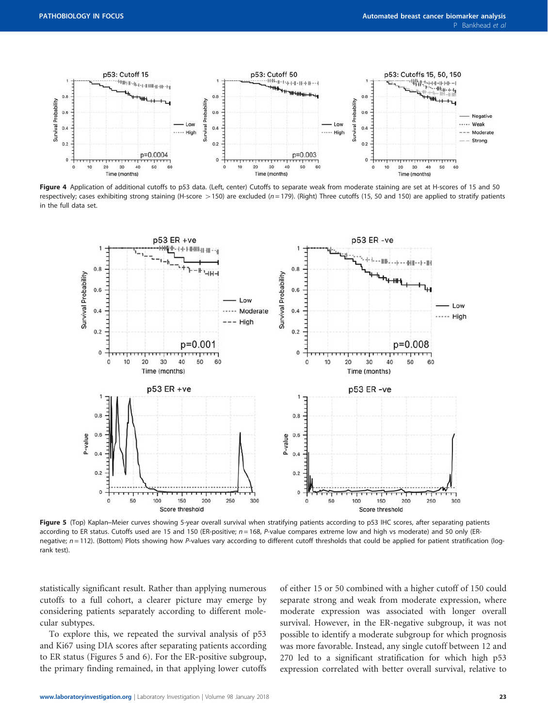**Figure 4** Application of additional cutoffs to p53 data. (Left, center) Cutoffs to separate weak from moderate staining are set at H-scores of 15 and 50 respectively; cases exhibiting strong staining (H-score >150) are excluded ($n = 179$). (Right) Three cutoffs (15, 50 and 150) are applied to stratify patients in the full data set.

**Figure 5** (Top) Kaplan–Meier curves showing 5-year overall survival when stratifying patients according to p53 IHC scores, after separating patients according to ER status. Cutoffs used are 15 and 150 (ER-positive; $n = 168$, *P*-value compares extreme low and high vs moderate) and 50 only (ER-negative; $n = 112$). (Bottom) Plots showing how *P*-values vary according to different cutoff thresholds that could be applied for patient stratification (log-rank test).

statistically significant result. Rather than applying numerous cutoffs to a full cohort, a clearer picture may emerge by considering patients separately according to different molecular subtypes.

To explore this, we repeated the survival analysis of p53 and Ki67 using DIA scores after separating patients according to ER status (Figures 5 and 6). For the ER-positive subgroup, the primary finding remained, in that applying lower cutoffs of either 15 or 50 combined with a higher cutoff of 150 could separate strong and weak from moderate expression, where moderate expression was associated with longer overall survival. However, in the ER-negative subgroup, it was not possible to identify a moderate subgroup for which prognosis was more favorable. Instead, any single cutoff between 12 and 270 led to a significant stratification for which high p53 expression correlated with better overall survival, relative to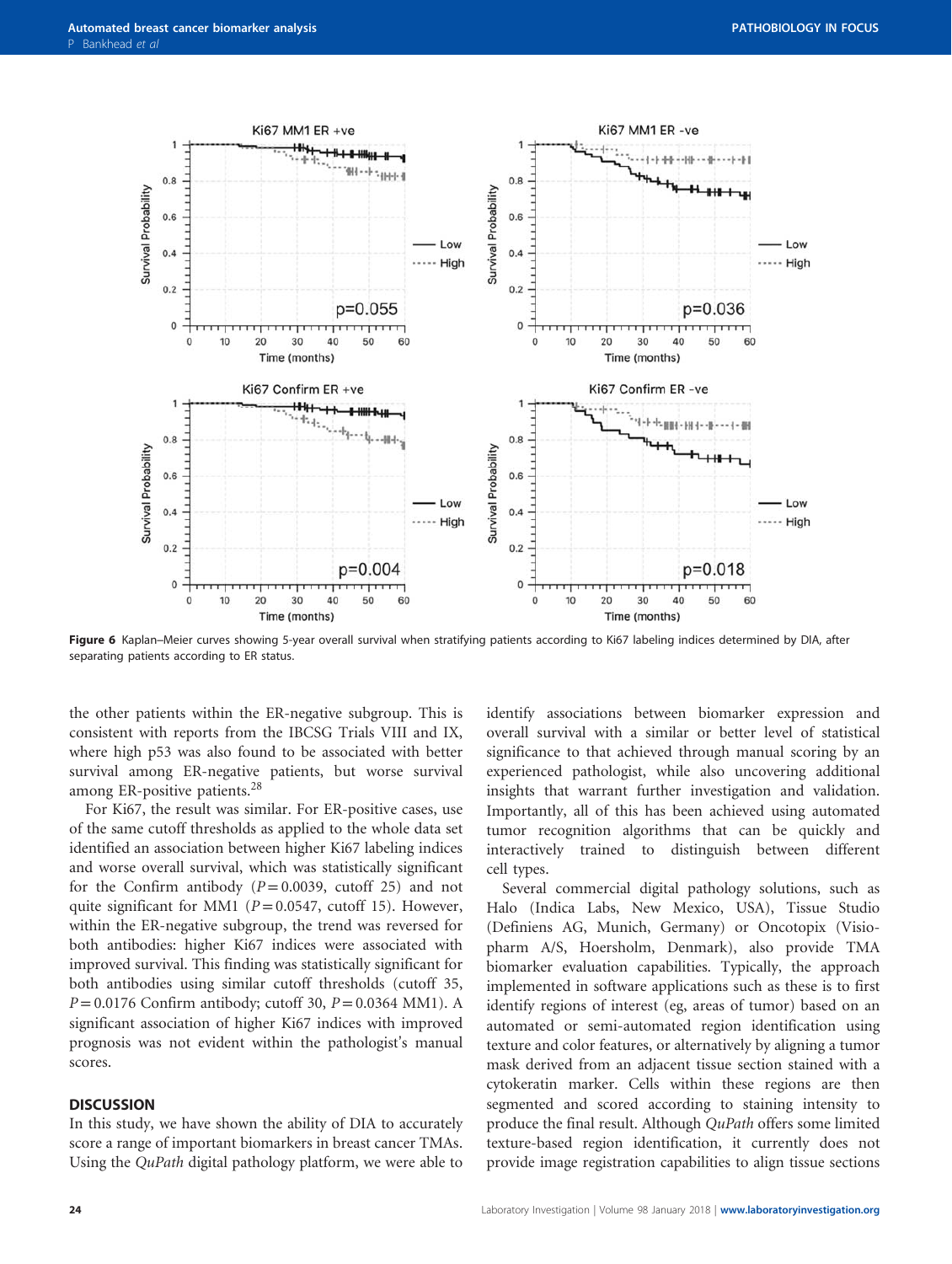Figure 6 Kaplan–Meier curves showing 5-year overall survival when stratifying patients according to Ki67 labeling indices determined by DIA, after separating patients according to ER status.

the other patients within the ER-negative subgroup. This is consistent with reports from the IBCSG Trials VIII and IX, where high p53 was also found to be associated with better survival among ER-negative patients, but worse survival among ER-positive patients.[28]

For Ki67, the result was similar. For ER-positive cases, use of the same cutoff thresholds as applied to the whole data set identified an association between higher Ki67 labeling indices and worse overall survival, which was statistically significant for the Confirm antibody ($P = 0.0039$, cutoff 25) and not quite significant for MM1 ($P = 0.0547$, cutoff 15). However, within the ER-negative subgroup, the trend was reversed for both antibodies: higher Ki67 indices were associated with improved survival. This finding was statistically significant for both antibodies using similar cutoff thresholds (cutoff 35, $P = 0.0176$ Confirm antibody; cutoff 30, $P = 0.0364$ MM1). A significant association of higher Ki67 indices with improved prognosis was not evident within the pathologist's manual scores.

## DISCUSSION

In this study, we have shown the ability of DIA to accurately score a range of important biomarkers in breast cancer TMAs. Using the *QuPath* digital pathology platform, we were able to identify associations between biomarker expression and overall survival with a similar or better level of statistical significance to that achieved through manual scoring by an experienced pathologist, while also uncovering additional insights that warrant further investigation and validation. Importantly, all of this has been achieved using automated tumor recognition algorithms that can be quickly and interactively trained to distinguish between different cell types.

Several commercial digital pathology solutions, such as Halo (Indica Labs, New Mexico, USA), Tissue Studio (Definiens AG, Munich, Germany) or Oncotopix (Visiopharm A/S, Hoersholm, Denmark), also provide TMA biomarker evaluation capabilities. Typically, the approach implemented in software applications such as these is to first identify regions of interest (eg, areas of tumor) based on an automated or semi-automated region identification using texture and color features, or alternatively by aligning a tumor mask derived from an adjacent tissue section stained with a cytokeratin marker. Cells within these regions are then segmented and scored according to staining intensity to produce the final result. Although *QuPath* offers some limited texture-based region identification, it currently does not provide image registration capabilities to align tissue sections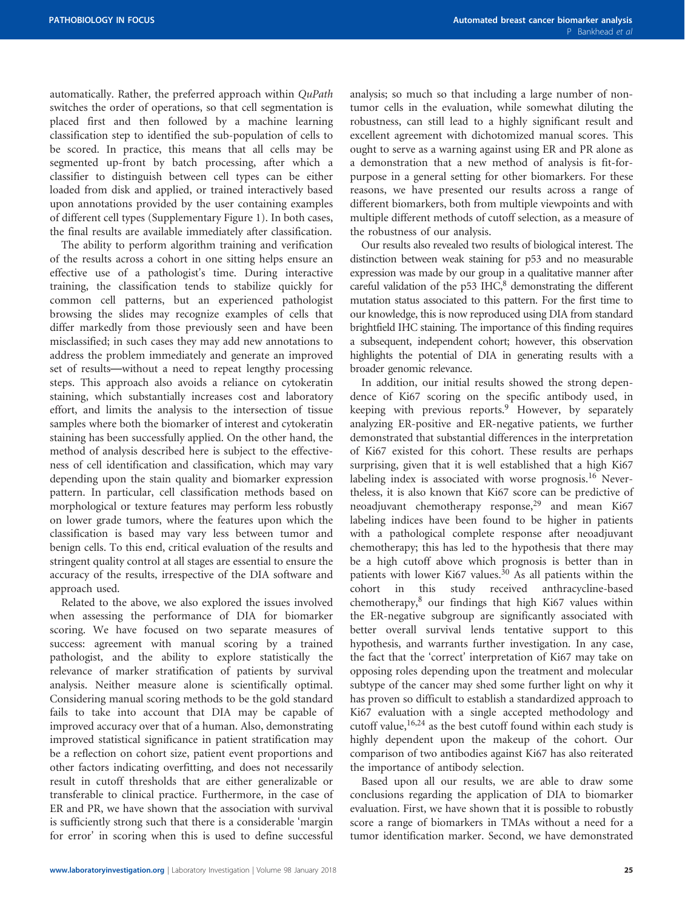automatically. Rather, the preferred approach within *QuPath* switches the order of operations, so that cell segmentation is placed first and then followed by a machine learning classification step to identified the sub-population of cells to be scored. In practice, this means that all cells may be segmented up-front by batch processing, after which a classifier to distinguish between cell types can be either loaded from disk and applied, or trained interactively based upon annotations provided by the user containing examples of different cell types (Supplementary Figure 1). In both cases, the final results are available immediately after classification.

The ability to perform algorithm training and verification of the results across a cohort in one sitting helps ensure an effective use of a pathologist's time. During interactive training, the classification tends to stabilize quickly for common cell patterns, but an experienced pathologist browsing the slides may recognize examples of cells that differ markedly from those previously seen and have been misclassified; in such cases they may add new annotations to address the problem immediately and generate an improved set of results—without a need to repeat lengthy processing steps. This approach also avoids a reliance on cytokeratin staining, which substantially increases cost and laboratory effort, and limits the analysis to the intersection of tissue samples where both the biomarker of interest and cytokeratin staining has been successfully applied. On the other hand, the method of analysis described here is subject to the effectiveness of cell identification and classification, which may vary depending upon the stain quality and biomarker expression pattern. In particular, cell classification methods based on morphological or texture features may perform less robustly on lower grade tumors, where the features upon which the classification is based may vary less between tumor and benign cells. To this end, critical evaluation of the results and stringent quality control at all stages are essential to ensure the accuracy of the results, irrespective of the DIA software and approach used.

Related to the above, we also explored the issues involved when assessing the performance of DIA for biomarker scoring. We have focused on two separate measures of success: agreement with manual scoring by a trained pathologist, and the ability to explore statistically the relevance of marker stratification of patients by survival analysis. Neither measure alone is scientifically optimal. Considering manual scoring methods to be the gold standard fails to take into account that DIA may be capable of improved accuracy over that of a human. Also, demonstrating improved statistical significance in patient stratification may be a reflection on cohort size, patient event proportions and other factors indicating overfitting, and does not necessarily result in cutoff thresholds that are either generalizable or transferable to clinical practice. Furthermore, in the case of ER and PR, we have shown that the association with survival is sufficiently strong such that there is a considerable 'margin for error' in scoring when this is used to define successful analysis; so much so that including a large number of non-tumor cells in the evaluation, while somewhat diluting the robustness, can still lead to a highly significant result and excellent agreement with dichotomized manual scores. This ought to serve as a warning against using ER and PR alone as a demonstration that a new method of analysis is fit-for-purpose in a general setting for other biomarkers. For these reasons, we have presented our results across a range of different biomarkers, both from multiple viewpoints and with multiple different methods of cutoff selection, as a measure of the robustness of our analysis.

Our results also revealed two results of biological interest. The distinction between weak staining for p53 and no measurable expression was made by our group in a qualitative manner after careful validation of the p53 IHC,[8] demonstrating the different mutation status associated to this pattern. For the first time to our knowledge, this is now reproduced using DIA from standard brightfield IHC staining. The importance of this finding requires a subsequent, independent cohort; however, this observation highlights the potential of DIA in generating results with a broader genomic relevance.

In addition, our initial results showed the strong dependence of Ki67 scoring on the specific antibody used, in keeping with previous reports.[9] However, by separately analyzing ER-positive and ER-negative patients, we further demonstrated that substantial differences in the interpretation of Ki67 existed for this cohort. These results are perhaps surprising, given that it is well established that a high Ki67 labeling index is associated with worse prognosis.[16] Nevertheless, it is also known that Ki67 score can be predictive of neoadjuvant chemotherapy response,[29] and mean Ki67 labeling indices have been found to be higher in patients with a pathological complete response after neoadjuvant chemotherapy; this has led to the hypothesis that there may be a high cutoff above which prognosis is better than in patients with lower Ki67 values.[30] As all patients within the cohort in this study received anthracycline-based chemotherapy,[8] our findings that high Ki67 values within the ER-negative subgroup are significantly associated with better overall survival lends tentative support to this hypothesis, and warrants further investigation. In any case, the fact that the 'correct' interpretation of Ki67 may take on opposing roles depending upon the treatment and molecular subtype of the cancer may shed some further light on why it has proven so difficult to establish a standardized approach to Ki67 evaluation with a single accepted methodology and cutoff value,[16,24] as the best cutoff found within each study is highly dependent upon the makeup of the cohort. Our comparison of two antibodies against Ki67 has also reiterated the importance of antibody selection.

Based upon all our results, we are able to draw some conclusions regarding the application of DIA to biomarker evaluation. First, we have shown that it is possible to robustly score a range of biomarkers in TMAs without a need for a tumor identification marker. Second, we have demonstrated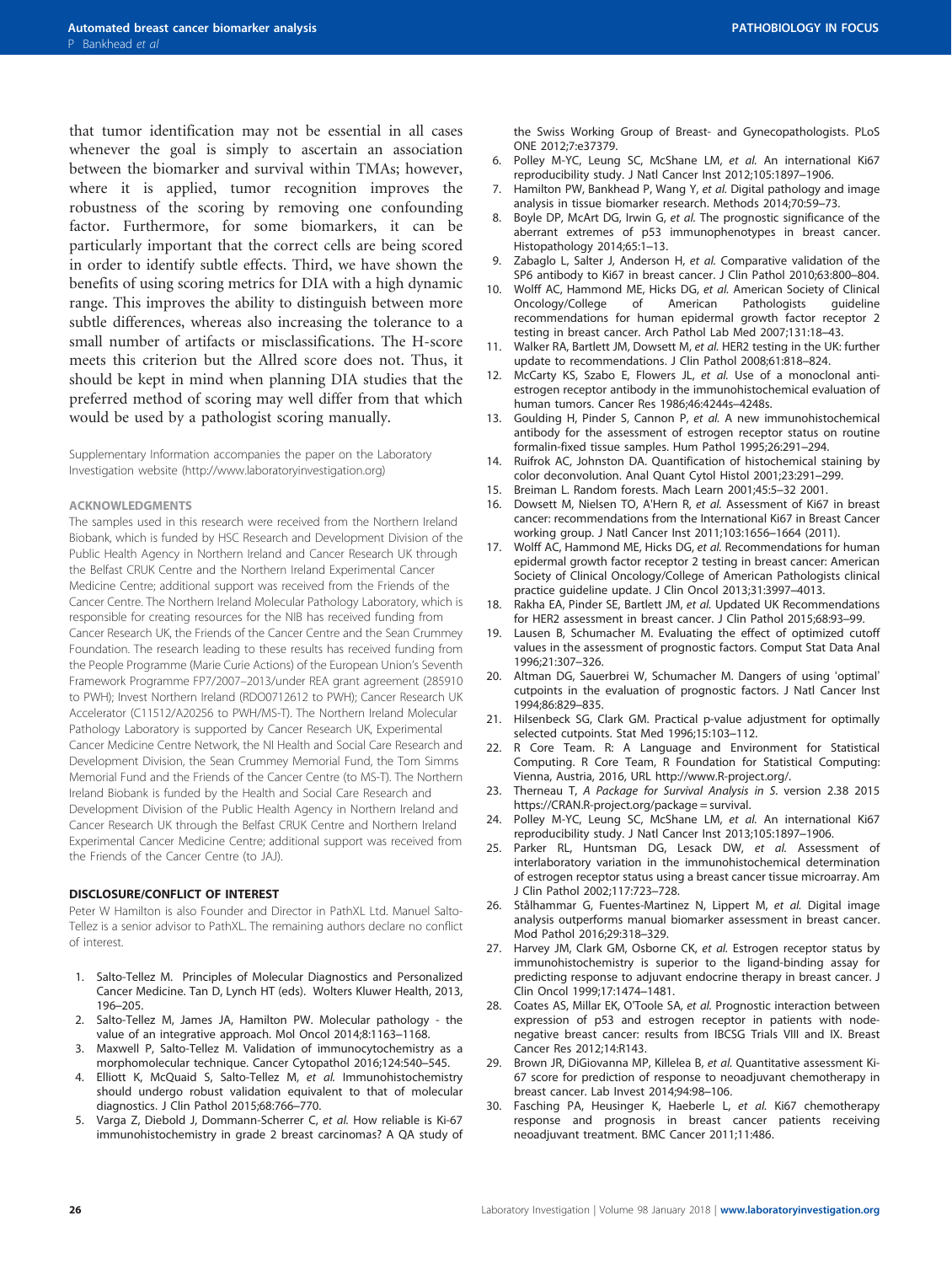that tumor identification may not be essential in all cases whenever the goal is simply to ascertain an association between the biomarker and survival within TMAs; however, where it is applied, tumor recognition improves the robustness of the scoring by removing one confounding factor. Furthermore, for some biomarkers, it can be particularly important that the correct cells are being scored in order to identify subtle effects. Third, we have shown the benefits of using scoring metrics for DIA with a high dynamic range. This improves the ability to distinguish between more subtle differences, whereas also increasing the tolerance to a small number of artifacts or misclassifications. The H-score meets this criterion but the Allred score does not. Thus, it should be kept in mind when planning DIA studies that the preferred method of scoring may well differ from that which would be used by a pathologist scoring manually.

Supplementary Information accompanies the paper on the Laboratory Investigation website (http://www.laboratoryinvestigation.org)

## ACKNOWLEDGMENTS

The samples used in this research were received from the Northern Ireland Biobank, which is funded by HSC Research and Development Division of the Public Health Agency in Northern Ireland and Cancer Research UK through the Belfast CRUK Centre and the Northern Ireland Experimental Cancer Medicine Centre; additional support was received from the Friends of the Cancer Centre. The Northern Ireland Molecular Pathology Laboratory, which is responsible for creating resources for the NIB has received funding from Cancer Research UK, the Friends of the Cancer Centre and the Sean Crummey Foundation. The research leading to these results has received funding from the People Programme (Marie Curie Actions) of the European Union's Seventh Framework Programme FP7/2007–2013/under REA grant agreement (285910 to PWH); Invest Northern Ireland (RDO0712612 to PWH); Cancer Research UK Accelerator (C11512/A20256 to PWH/MS-T). The Northern Ireland Molecular Pathology Laboratory is supported by Cancer Research UK, Experimental Cancer Medicine Centre Network, the NI Health and Social Care Research and Development Division, the Sean Crummey Memorial Fund, the Tom Simms Memorial Fund and the Friends of the Cancer Centre (to MS-T). The Northern Ireland Biobank is funded by the Health and Social Care Research and Development Division of the Public Health Agency in Northern Ireland and Cancer Research UK through the Belfast CRUK Centre and Northern Ireland Experimental Cancer Medicine Centre; additional support was received from the Friends of the Cancer Centre (to JAJ).

## DISCLOSURE/CONFLICT OF INTEREST

Peter W Hamilton is also Founder and Director in PathXL Ltd. Manuel Salto-Tellez is a senior advisor to PathXL. The remaining authors declare no conflict of interest.

1. Salto-Tellez M. Principles of Molecular Diagnostics and Personalized Cancer Medicine. Tan D, Lynch HT (eds). Wolters Kluwer Health, 2013, 196–205.
2. Salto-Tellez M, James JA, Hamilton PW. Molecular pathology - the value of an integrative approach. Mol Oncol 2014;8:1163–1168.
3. Maxwell P, Salto-Tellez M. Validation of immunocytochemistry as a morphomolecular technique. Cancer Cytopathol 2016;124:540–545.
4. Elliott K, McQuaid S, Salto-Tellez M, *et al.* Immunohistochemistry should undergo robust validation equivalent to that of molecular diagnostics. J Clin Pathol 2015;68:766–770.
5. Varga Z, Diebold J, Dommann-Scherrer C, *et al.* How reliable is Ki-67 immunohistochemistry in grade 2 breast carcinomas? A QA study of the Swiss Working Group of Breast- and Gynecopathologists. PLoS ONE 2012;7:e37379.
6. Polley M-YC, Leung SC, McShane LM, *et al.* An international Ki67 reproducibility study. J Natl Cancer Inst 2012;105:1897–1906.
7. Hamilton PW, Bankhead P, Wang Y, *et al.* Digital pathology and image analysis in tissue biomarker research. Methods 2014;70:59–73.
8. Boyle DP, McArt DG, Irwin G, *et al.* The prognostic significance of the aberrant extremes of p53 immunophenotypes in breast cancer. Histopathology 2014;65:1–13.
9. Zabaglo L, Salter J, Anderson H, *et al.* Comparative validation of the SP6 antibody to Ki67 in breast cancer. J Clin Pathol 2010;63:800–804.
10. Wolff AC, Hammond ME, Hicks DG, *et al.* American Society of Clinical Oncology/College of American Pathologists guideline recommendations for human epidermal growth factor receptor 2 testing in breast cancer. Arch Pathol Lab Med 2007;131:18–43.
11. Walker RA, Bartlett JM, Dowsett M, *et al.* HER2 testing in the UK: further update to recommendations. J Clin Pathol 2008;61:818–824.
12. McCarty KS, Szabo E, Flowers JL, *et al.* Use of a monoclonal anti-estrogen receptor antibody in the immunohistochemical evaluation of human tumors. Cancer Res 1986;46:4244s–4248s.
13. Goulding H, Pinder S, Cannon P, *et al.* A new immunohistochemical antibody for the assessment of estrogen receptor status on routine formalin-fixed tissue samples. Hum Pathol 1995;26:291–294.
14. Ruifrok AC, Johnston DA. Quantification of histochemical staining by color deconvolution. Anal Quant Cytol Histol 2001;23:291–299.
15. Breiman L. Random forests. Mach Learn 2001;45:5–32 2001.
16. Dowsett M, Nielsen TO, A'Hern R, *et al.* Assessment of Ki67 in breast cancer: recommendations from the International Ki67 in Breast Cancer working group. J Natl Cancer Inst 2011;103:1656–1664 (2011).
17. Wolff AC, Hammond ME, Hicks DG, *et al.* Recommendations for human epidermal growth factor receptor 2 testing in breast cancer: American Society of Clinical Oncology/College of American Pathologists clinical practice guideline update. J Clin Oncol 2013;31:3997–4013.
18. Rakha EA, Pinder SE, Bartlett JM, *et al.* Updated UK Recommendations for HER2 assessment in breast cancer. J Clin Pathol 2015;68:93–99.
19. Lausen B, Schumacher M. Evaluating the effect of optimized cutoff values in the assessment of prognostic factors. Comput Stat Data Anal 1996;21:307–326.
20. Altman DG, Sauerbrei W, Schumacher M. Dangers of using 'optimal' cutpoints in the evaluation of prognostic factors. J Natl Cancer Inst 1994;86:829–835.
21. Hilsenbeck SG, Clark GM. Practical p-value adjustment for optimally selected cutpoints. Stat Med 1996;15:103–112.
22. R Core Team. R: A Language and Environment for Statistical Computing. R Core Team, R Foundation for Statistical Computing: Vienna, Austria, 2016, URL http://www.R-project.org/.
23. Therneau T, *A Package for Survival Analysis in S*. version 2.38 2015 https://CRAN.R-project.org/package = survival.
24. Polley M-YC, Leung SC, McShane LM, *et al.* An international Ki67 reproducibility study. J Natl Cancer Inst 2013;105:1897–1906.
25. Parker RL, Huntsman DG, Lesack DW, *et al.* Assessment of interlaboratory variation in the immunohistochemical determination of estrogen receptor status using a breast cancer tissue microarray. Am J Clin Pathol 2002;117:723–728.
26. Stålhammar G, Fuentes-Martinez N, Lippert M, *et al.* Digital image analysis outperforms manual biomarker assessment in breast cancer. Mod Pathol 2016;29:318–329.
27. Harvey JM, Clark GM, Osborne CK, *et al.* Estrogen receptor status by immunohistochemistry is superior to the ligand-binding assay for predicting response to adjuvant endocrine therapy in breast cancer. J Clin Oncol 1999;17:1474–1481.
28. Coates AS, Millar EK, O'Toole SA, *et al.* Prognostic interaction between expression of p53 and estrogen receptor in patients with node-negative breast cancer: results from IBCSG Trials VIII and IX. Breast Cancer Res 2012;14:R143.
29. Brown JR, DiGiovanna MP, Killelea B, *et al.* Quantitative assessment Ki-67 score for prediction of response to neoadjuvant chemotherapy in breast cancer. Lab Invest 2014;94:98–106.
30. Fasching PA, Heusinger K, Haeberle L, *et al.* Ki67 chemotherapy response and prognosis in breast cancer patients receiving neoadjuvant treatment. BMC Cancer 2011;11:486.